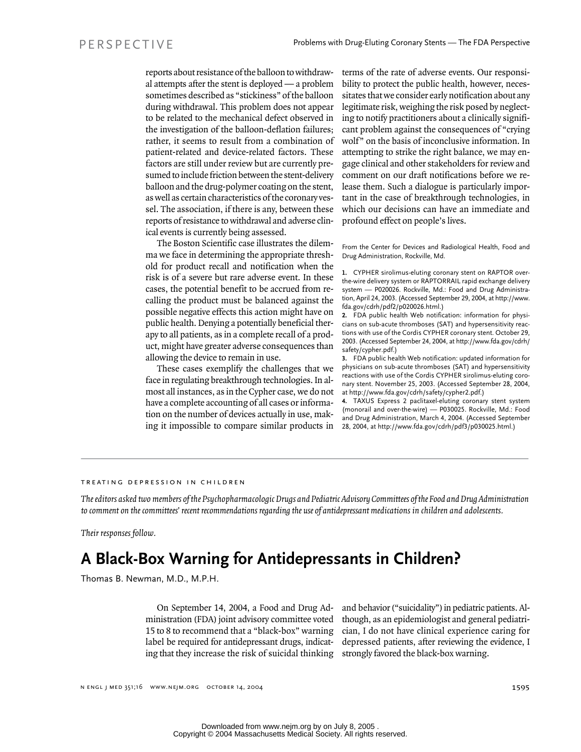reports about resistance of the balloon to withdrawal attempts after the stent is deployed — a problem sometimes described as "stickiness" of the balloon during withdrawal. This problem does not appear to be related to the mechanical defect observed in the investigation of the balloon-deflation failures; rather, it seems to result from a combination of patient-related and device-related factors. These factors are still under review but are currently presumed to include friction between the stent-delivery balloon and the drug-polymer coating on the stent, as well as certain characteristics of the coronary vessel. The association, if there is any, between these reports of resistance to withdrawal and adverse clinical events is currently being assessed.

The Boston Scientific case illustrates the dilemma we face in determining the appropriate threshold for product recall and notification when the risk is of a severe but rare adverse event. In these cases, the potential benefit to be accrued from recalling the product must be balanced against the possible negative effects this action might have on public health. Denying a potentially beneficial therapy to all patients, as in a complete recall of a product, might have greater adverse consequences than allowing the device to remain in use.

These cases exemplify the challenges that we face in regulating breakthrough technologies. In almost all instances, as in the Cypher case, we do not have a complete accounting of all cases or information on the number of devices actually in use, making it impossible to compare similar products in terms of the rate of adverse events. Our responsibility to protect the public health, however, necessitates that we consider early notification about any legitimate risk, weighing the risk posed by neglecting to notify practitioners about a clinically significant problem against the consequences of "crying wolf" on the basis of inconclusive information. In attempting to strike the right balance, we may engage clinical and other stakeholders for review and comment on our draft notifications before we release them. Such a dialogue is particularly important in the case of breakthrough technologies, in which our decisions can have an immediate and profound effect on people's lives.

From the Center for Devices and Radiological Health, Food and Drug Administration, Rockville, Md.

1. CYPHER sirolimus-eluting coronary stent on RAPTOR over-the-wire delivery system or RAPTORRAIL rapid exchange delivery system — P020026. Rockville, Md.: Food and Drug Administration, April 24, 2003. (Accessed September 29, 2004, at http://www.fda.gov/cdrh/pdf2/p020026.html.)
2. FDA public health Web notification: information for physicians on sub-acute thromboses (SAT) and hypersensitivity reactions with use of the Cordis CYPHER coronary stent. October 29, 2003. (Accessed September 24, 2004, at http://www.fda.gov/cdrh/safety/cypher.pdf.)
3. FDA public health Web notification: updated information for physicians on sub-acute thromboses (SAT) and hypersensitivity reactions with use of the Cordis CYPHER sirolimus-eluting coronary stent. November 25, 2003. (Accessed September 28, 2004, at http://www.fda.gov/cdrh/safety/cypher2.pdf.)
4. TAXUS Express 2 paclitaxel-eluting coronary stent system (monorail and over-the-wire) — P030025. Rockville, Md.: Food and Drug Administration, March 4, 2004. (Accessed September 28, 2004, at http://www.fda.gov/cdrh/pdf3/p030025.html.)

TREATING DEPRESSION IN CHILDREN

*The editors asked two members of the Psychopharmacologic Drugs and Pediatric Advisory Committees of the Food and Drug Administration to comment on the committees' recent recommendations regarding the use of antidepressant medications in children and adolescents.*

*Their responses follow.*

# A Black-Box Warning for Antidepressants in Children?

Thomas B. Newman, M.D., M.P.H.

On September 14, 2004, a Food and Drug Administration (FDA) joint advisory committee voted 15 to 8 to recommend that a "black-box" warning label be required for antidepressant drugs, indicating that they increase the risk of suicidal thinking and behavior ("suicidality") in pediatric patients. Although, as an epidemiologist and general pediatrician, I do not have clinical experience caring for depressed patients, after reviewing the evidence, I strongly favored the black-box warning.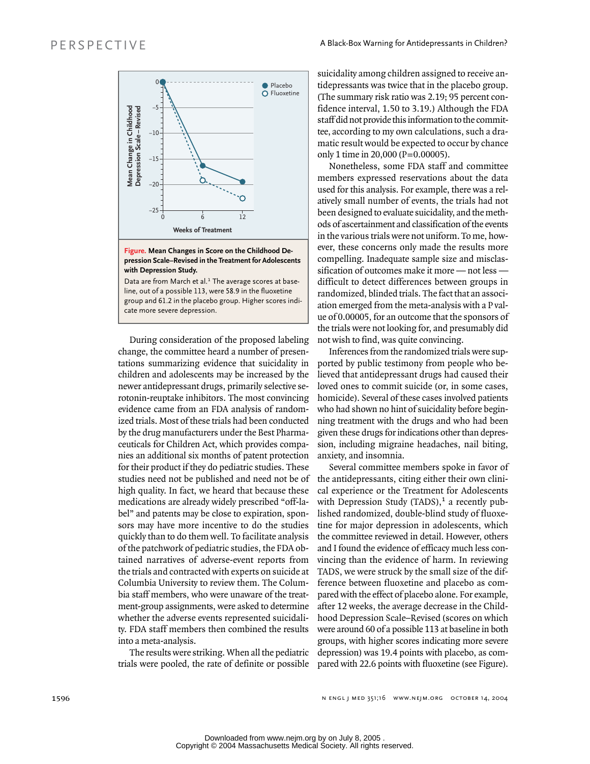0
−5
−10
−15
−20
−25
0
6
12
Weeks of Treatment
Mean Change in Childhood Depression Scale–Revised
Placebo
Fluoxetine

**Figure. Mean Changes in Score on the Childhood Depression Scale–Revised in the Treatment for Adolescents with Depression Study.**

Data are from March et al.[1] The average scores at baseline, out of a possible 113, were 58.9 in the fluoxetine group and 61.2 in the placebo group. Higher scores indicate more severe depression.

During consideration of the proposed labeling change, the committee heard a number of presentations summarizing evidence that suicidality in children and adolescents may be increased by the newer antidepressant drugs, primarily selective serotonin-reuptake inhibitors. The most convincing evidence came from an FDA analysis of randomized trials. Most of these trials had been conducted by the drug manufacturers under the Best Pharmaceuticals for Children Act, which provides companies an additional six months of patent protection for their product if they do pediatric studies. These studies need not be published and need not be of high quality. In fact, we heard that because these medications are already widely prescribed "off-label" and patents may be close to expiration, sponsors may have more incentive to do the studies quickly than to do them well. To facilitate analysis of the patchwork of pediatric studies, the FDA obtained narratives of adverse-event reports from the trials and contracted with experts on suicide at Columbia University to review them. The Columbia staff members, who were unaware of the treatment-group assignments, were asked to determine whether the adverse events represented suicidality. FDA staff members then combined the results into a meta-analysis.

The results were striking. When all the pediatric trials were pooled, the rate of definite or possible suicidality among children assigned to receive antidepressants was twice that in the placebo group. (The summary risk ratio was 2.19; 95 percent confidence interval, 1.50 to 3.19.) Although the FDA staff did not provide this information to the committee, according to my own calculations, such a dramatic result would be expected to occur by chance only 1 time in 20,000 ($P=0.00005$).

Nonetheless, some FDA staff and committee members expressed reservations about the data used for this analysis. For example, there was a relatively small number of events, the trials had not been designed to evaluate suicidality, and the methods of ascertainment and classification of the events in the various trials were not uniform. To me, however, these concerns only made the results more compelling. Inadequate sample size and misclassification of outcomes make it more — not less — difficult to detect differences between groups in randomized, blinded trials. The fact that an association emerged from the meta-analysis with a P value of 0.00005, for an outcome that the sponsors of the trials were not looking for, and presumably did not wish to find, was quite convincing.

Inferences from the randomized trials were supported by public testimony from people who believed that antidepressant drugs had caused their loved ones to commit suicide (or, in some cases, homicide). Several of these cases involved patients who had shown no hint of suicidality before beginning treatment with the drugs and who had been given these drugs for indications other than depression, including migraine headaches, nail biting, anxiety, and insomnia.

Several committee members spoke in favor of the antidepressants, citing either their own clinical experience or the Treatment for Adolescents with Depression Study (TADS),[1] a recently published randomized, double-blind study of fluoxetine for major depression in adolescents, which the committee reviewed in detail. However, others and I found the evidence of efficacy much less convincing than the evidence of harm. In reviewing TADS, we were struck by the small size of the difference between fluoxetine and placebo as compared with the effect of placebo alone. For example, after 12 weeks, the average decrease in the Childhood Depression Scale–Revised (scores on which were around 60 of a possible 113 at baseline in both groups, with higher scores indicating more severe depression) was 19.4 points with placebo, as compared with 22.6 points with fluoxetine (see Figure).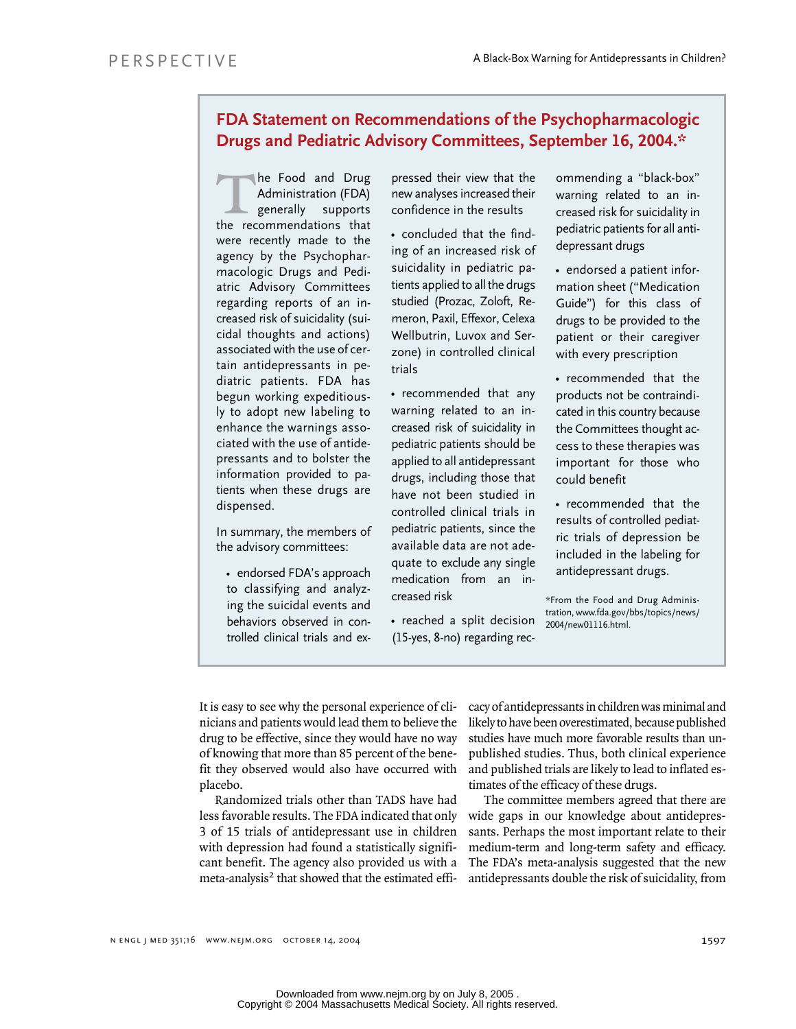## FDA Statement on Recommendations of the Psychopharmacologic Drugs and Pediatric Advisory Committees, September 16, 2004.*

The Food and Drug Administration (FDA) generally supports the recommendations that were recently made to the agency by the Psychopharmacologic Drugs and Pediatric Advisory Committees regarding reports of an increased risk of suicidality (suicidal thoughts and actions) associated with the use of certain antidepressants in pediatric patients. FDA has begun working expeditiously to adopt new labeling to enhance the warnings associated with the use of antidepressants and to bolster the information provided to patients when these drugs are dispensed.

In summary, the members of the advisory committees:

- endorsed FDA's approach to classifying and analyzing the suicidal events and behaviors observed in controlled clinical trials and expressed their view that the new analyses increased their confidence in the results
- concluded that the finding of an increased risk of suicidality in pediatric patients applied to all the drugs studied (Prozac, Zoloft, Remeron, Paxil, Effexor, Celexa Wellbutrin, Luvox and Serzone) in controlled clinical trials
- recommended that any warning related to an increased risk of suicidality in pediatric patients should be applied to all antidepressant drugs, including those that have not been studied in controlled clinical trials in pediatric patients, since the available data are not adequate to exclude any single medication from an increased risk
- reached a split decision (15-yes, 8-no) regarding recommending a "black-box" warning related to an increased risk for suicidality in pediatric patients for all antidepressant drugs
- endorsed a patient information sheet ("Medication Guide") for this class of drugs to be provided to the patient or their caregiver with every prescription
- recommended that the products not be contraindicated in this country because the Committees thought access to these therapies was important for those who could benefit
- recommended that the results of controlled pediatric trials of depression be included in the labeling for antidepressant drugs.

*From the Food and Drug Administration, www.fda.gov/bbs/topics/news/2004/new01116.html.

It is easy to see why the personal experience of clinicians and patients would lead them to believe the drug to be effective, since they would have no way of knowing that more than 85 percent of the benefit they observed would also have occurred with placebo.

Randomized trials other than TADS have had less favorable results. The FDA indicated that only 3 of 15 trials of antidepressant use in children with depression had found a statistically significant benefit. The agency also provided us with a meta-analysis[2] that showed that the estimated efficacy of antidepressants in children was minimal and likely to have been overestimated, because published studies have much more favorable results than unpublished studies. Thus, both clinical experience and published trials are likely to lead to inflated estimates of the efficacy of these drugs.

The committee members agreed that there are wide gaps in our knowledge about antidepressants. Perhaps the most important relate to their medium-term and long-term safety and efficacy. The FDA's meta-analysis suggested that the new antidepressants double the risk of suicidality, from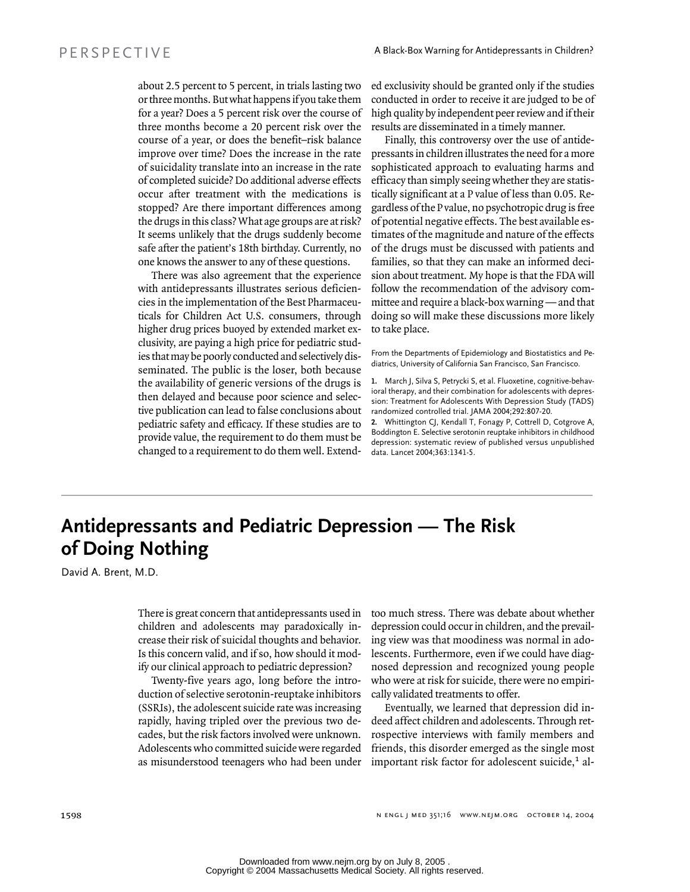about 2.5 percent to 5 percent, in trials lasting two or three months. But what happens if you take them for a year? Does a 5 percent risk over the course of three months become a 20 percent risk over the course of a year, or does the benefit–risk balance improve over time? Does the increase in the rate of suicidality translate into an increase in the rate of completed suicide? Do additional adverse effects occur after treatment with the medications is stopped? Are there important differences among the drugs in this class? What age groups are at risk? It seems unlikely that the drugs suddenly become safe after the patient's 18th birthday. Currently, no one knows the answer to any of these questions.

There was also agreement that the experience with antidepressants illustrates serious deficiencies in the implementation of the Best Pharmaceuticals for Children Act U.S. consumers, through higher drug prices buoyed by extended market exclusivity, are paying a high price for pediatric studies that may be poorly conducted and selectively disseminated. The public is the loser, both because the availability of generic versions of the drugs is then delayed and because poor science and selective publication can lead to false conclusions about pediatric safety and efficacy. If these studies are to provide value, the requirement to do them must be changed to a requirement to do them well. Extended exclusivity should be granted only if the studies conducted in order to receive it are judged to be of high quality by independent peer review and if their results are disseminated in a timely manner.

Finally, this controversy over the use of antidepressants in children illustrates the need for a more sophisticated approach to evaluating harms and efficacy than simply seeing whether they are statistically significant at a P value of less than 0.05. Regardless of the P value, no psychotropic drug is free of potential negative effects. The best available estimates of the magnitude and nature of the effects of the drugs must be discussed with patients and families, so that they can make an informed decision about treatment. My hope is that the FDA will follow the recommendation of the advisory committee and require a black-box warning — and that doing so will make these discussions more likely to take place.

From the Departments of Epidemiology and Biostatistics and Pediatrics, University of California San Francisco, San Francisco.

1. March J, Silva S, Petrycki S, et al. Fluoxetine, cognitive-behavioral therapy, and their combination for adolescents with depression: Treatment for Adolescents With Depression Study (TADS) randomized controlled trial. JAMA 2004;292:807-20.
2. Whittington CJ, Kendall T, Fonagy P, Cottrell D, Cotgrove A, Boddington E. Selective serotonin reuptake inhibitors in childhood depression: systematic review of published versus unpublished data. Lancet 2004;363:1341-5.

# Antidepressants and Pediatric Depression — The Risk of Doing Nothing

David A. Brent, M.D.

There is great concern that antidepressants used in children and adolescents may paradoxically increase their risk of suicidal thoughts and behavior. Is this concern valid, and if so, how should it modify our clinical approach to pediatric depression?

Twenty-five years ago, long before the introduction of selective serotonin-reuptake inhibitors (SSRIs), the adolescent suicide rate was increasing rapidly, having tripled over the previous two decades, but the risk factors involved were unknown. Adolescents who committed suicide were regarded as misunderstood teenagers who had been under too much stress. There was debate about whether depression could occur in children, and the prevailing view was that moodiness was normal in adolescents. Furthermore, even if we could have diagnosed depression and recognized young people who were at risk for suicide, there were no empirically validated treatments to offer.

Eventually, we learned that depression did indeed affect children and adolescents. Through retrospective interviews with family members and friends, this disorder emerged as the single most important risk factor for adolescent suicide,[1] al-

Downloaded from www.nejm.org by on July 8, 2005 .
Copyright © 2004 Massachusetts Medical Society. All rights reserved.